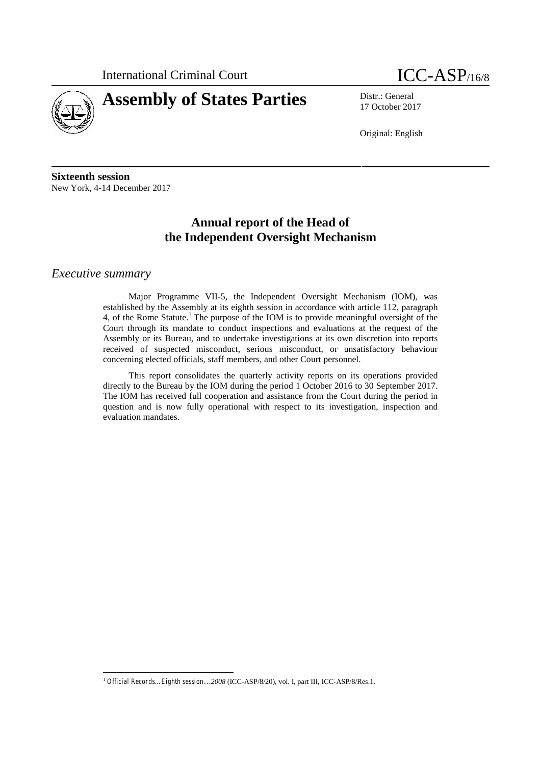International Criminal Court

ICC-ASP/16/8

# Assembly of States Parties

Distr.: General
17 October 2017

Original: English

**Sixteenth session**
New York, 4-14 December 2017

## Annual report of the Head of the Independent Oversight Mechanism

### *Executive summary*

Major Programme VII-5, the Independent Oversight Mechanism (IOM), was established by the Assembly at its eighth session in accordance with article 112, paragraph 4, of the Rome Statute.[1] The purpose of the IOM is to provide meaningful oversight of the Court through its mandate to conduct inspections and evaluations at the request of the Assembly or its Bureau, and to undertake investigations at its own discretion into reports received of suspected misconduct, serious misconduct, or unsatisfactory behaviour concerning elected officials, staff members, and other Court personnel.

This report consolidates the quarterly activity reports on its operations provided directly to the Bureau by the IOM during the period 1 October 2016 to 30 September 2017. The IOM has received full cooperation and assistance from the Court during the period in question and is now fully operational with respect to its investigation, inspection and evaluation mandates.

---

[1] *Official Records…Eighth session…2008* (ICC-ASP/8/20), vol. I, part III, ICC-ASP/8/Res.1.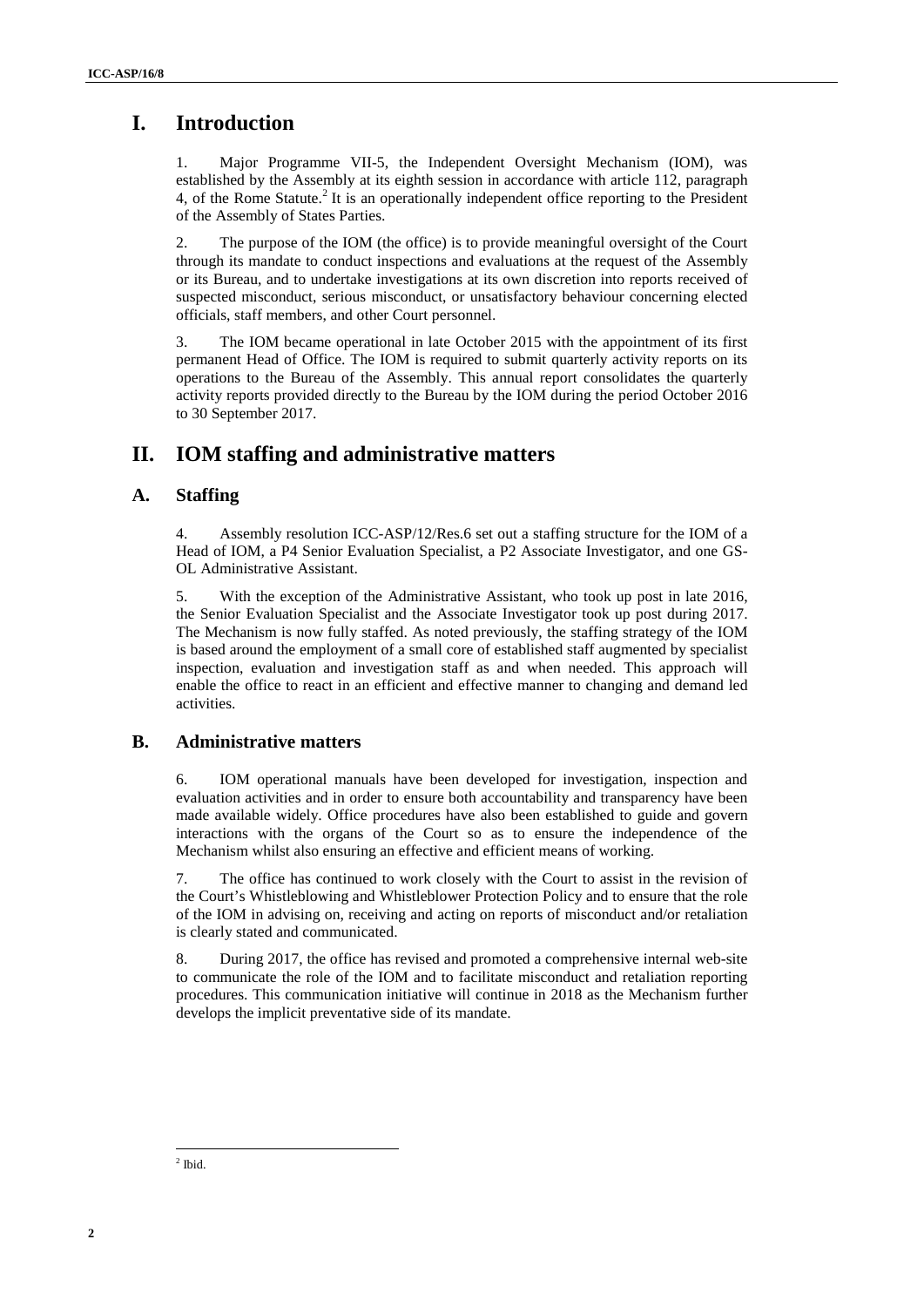# I. Introduction

1. Major Programme VII-5, the Independent Oversight Mechanism (IOM), was established by the Assembly at its eighth session in accordance with article 112, paragraph 4, of the Rome Statute.[2] It is an operationally independent office reporting to the President of the Assembly of States Parties.

2. The purpose of the IOM (the office) is to provide meaningful oversight of the Court through its mandate to conduct inspections and evaluations at the request of the Assembly or its Bureau, and to undertake investigations at its own discretion into reports received of suspected misconduct, serious misconduct, or unsatisfactory behaviour concerning elected officials, staff members, and other Court personnel.

3. The IOM became operational in late October 2015 with the appointment of its first permanent Head of Office. The IOM is required to submit quarterly activity reports on its operations to the Bureau of the Assembly. This annual report consolidates the quarterly activity reports provided directly to the Bureau by the IOM during the period October 2016 to 30 September 2017.

# II. IOM staffing and administrative matters

## A. Staffing

4. Assembly resolution ICC-ASP/12/Res.6 set out a staffing structure for the IOM of a Head of IOM, a P4 Senior Evaluation Specialist, a P2 Associate Investigator, and one GS-OL Administrative Assistant.

5. With the exception of the Administrative Assistant, who took up post in late 2016, the Senior Evaluation Specialist and the Associate Investigator took up post during 2017. The Mechanism is now fully staffed. As noted previously, the staffing strategy of the IOM is based around the employment of a small core of established staff augmented by specialist inspection, evaluation and investigation staff as and when needed. This approach will enable the office to react in an efficient and effective manner to changing and demand led activities.

## B. Administrative matters

6. IOM operational manuals have been developed for investigation, inspection and evaluation activities and in order to ensure both accountability and transparency have been made available widely. Office procedures have also been established to guide and govern interactions with the organs of the Court so as to ensure the independence of the Mechanism whilst also ensuring an effective and efficient means of working.

7. The office has continued to work closely with the Court to assist in the revision of the Court's Whistleblowing and Whistleblower Protection Policy and to ensure that the role of the IOM in advising on, receiving and acting on reports of misconduct and/or retaliation is clearly stated and communicated.

8. During 2017, the office has revised and promoted a comprehensive internal web-site to communicate the role of the IOM and to facilitate misconduct and retaliation reporting procedures. This communication initiative will continue in 2018 as the Mechanism further develops the implicit preventative side of its mandate.

[2] Ibid.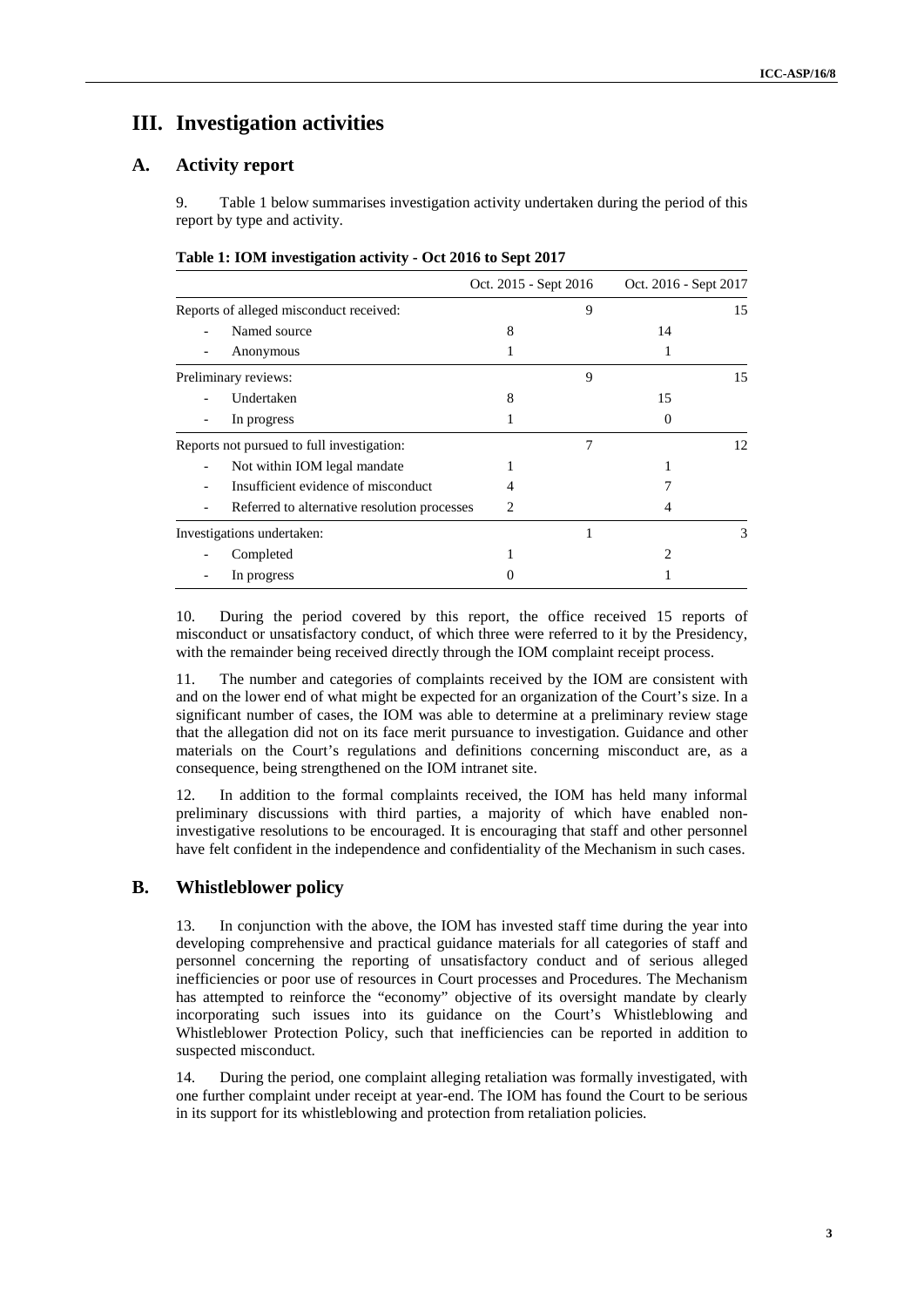# III. Investigation activities

## A. Activity report

9. Table 1 below summarises investigation activity undertaken during the period of this report by type and activity.

**Table 1: IOM investigation activity - Oct 2016 to Sept 2017**

| | Oct. 2015 - Sept 2016 | | Oct. 2016 - Sept 2017 | |
|---|---|---|---|---|
| Reports of alleged misconduct received: | | 9 | | 15 |
| - Named source | 8 | | 14 | |
| - Anonymous | 1 | | 1 | |
| Preliminary reviews: | | 9 | | 15 |
| - Undertaken | 8 | | 15 | |
| - In progress | 1 | | 0 | |
| Reports not pursued to full investigation: | | 7 | | 12 |
| - Not within IOM legal mandate | 1 | | 1 | |
| - Insufficient evidence of misconduct | 4 | | 7 | |
| - Referred to alternative resolution processes | 2 | | 4 | |
| Investigations undertaken: | | 1 | | 3 |
| - Completed | 1 | | 2 | |
| - In progress | 0 | | 1 | |

10. During the period covered by this report, the office received 15 reports of misconduct or unsatisfactory conduct, of which three were referred to it by the Presidency, with the remainder being received directly through the IOM complaint receipt process.

11. The number and categories of complaints received by the IOM are consistent with and on the lower end of what might be expected for an organization of the Court's size. In a significant number of cases, the IOM was able to determine at a preliminary review stage that the allegation did not on its face merit pursuance to investigation. Guidance and other materials on the Court's regulations and definitions concerning misconduct are, as a consequence, being strengthened on the IOM intranet site.

12. In addition to the formal complaints received, the IOM has held many informal preliminary discussions with third parties, a majority of which have enabled non-investigative resolutions to be encouraged. It is encouraging that staff and other personnel have felt confident in the independence and confidentiality of the Mechanism in such cases.

## B. Whistleblower policy

13. In conjunction with the above, the IOM has invested staff time during the year into developing comprehensive and practical guidance materials for all categories of staff and personnel concerning the reporting of unsatisfactory conduct and of serious alleged inefficiencies or poor use of resources in Court processes and Procedures. The Mechanism has attempted to reinforce the "economy" objective of its oversight mandate by clearly incorporating such issues into its guidance on the Court's Whistleblowing and Whistleblower Protection Policy, such that inefficiencies can be reported in addition to suspected misconduct.

14. During the period, one complaint alleging retaliation was formally investigated, with one further complaint under receipt at year-end. The IOM has found the Court to be serious in its support for its whistleblowing and protection from retaliation policies.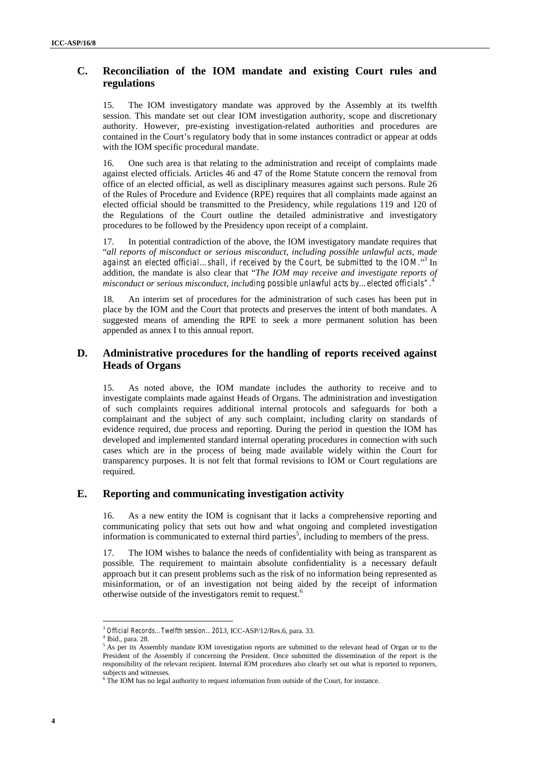## C. Reconciliation of the IOM mandate and existing Court rules and regulations

15. The IOM investigatory mandate was approved by the Assembly at its twelfth session. This mandate set out clear IOM investigation authority, scope and discretionary authority. However, pre-existing investigation-related authorities and procedures are contained in the Court's regulatory body that in some instances contradict or appear at odds with the IOM specific procedural mandate.

16. One such area is that relating to the administration and receipt of complaints made against elected officials. Articles 46 and 47 of the Rome Statute concern the removal from office of an elected official, as well as disciplinary measures against such persons. Rule 26 of the Rules of Procedure and Evidence (RPE) requires that all complaints made against an elected official should be transmitted to the Presidency, while regulations 119 and 120 of the Regulations of the Court outline the detailed administrative and investigatory procedures to be followed by the Presidency upon receipt of a complaint.

17. In potential contradiction of the above, the IOM investigatory mandate requires that "*all reports of misconduct or serious misconduct, including possible unlawful acts, made against an elected official…shall, if received by the Court, be submitted to the IOM.*"[3] In addition, the mandate is also clear that "*The IOM may receive and investigate reports of misconduct or serious misconduct, including possible unlawful acts by…elected officials*".[4]

18. An interim set of procedures for the administration of such cases has been put in place by the IOM and the Court that protects and preserves the intent of both mandates. A suggested means of amending the RPE to seek a more permanent solution has been appended as annex I to this annual report.

## D. Administrative procedures for the handling of reports received against Heads of Organs

15. As noted above, the IOM mandate includes the authority to receive and to investigate complaints made against Heads of Organs. The administration and investigation of such complaints requires additional internal protocols and safeguards for both a complainant and the subject of any such complaint, including clarity on standards of evidence required, due process and reporting. During the period in question the IOM has developed and implemented standard internal operating procedures in connection with such cases which are in the process of being made available widely within the Court for transparency purposes. It is not felt that formal revisions to IOM or Court regulations are required.

## E. Reporting and communicating investigation activity

16. As a new entity the IOM is cognisant that it lacks a comprehensive reporting and communicating policy that sets out how and what ongoing and completed investigation information is communicated to external third parties[5], including to members of the press.

17. The IOM wishes to balance the needs of confidentiality with being as transparent as possible. The requirement to maintain absolute confidentiality is a necessary default approach but it can present problems such as the risk of no information being represented as misinformation, or of an investigation not being aided by the receipt of information otherwise outside of the investigators remit to request.[6]

---

[3] *Official Records…Twelfth session…2013*, ICC-ASP/12/Res.6, para. 33.

[4] Ibid., para. 28.

[5] As per its Assembly mandate IOM investigation reports are submitted to the relevant head of Organ or to the President of the Assembly if concerning the President. Once submitted the dissemination of the report is the responsibility of the relevant recipient. Internal IOM procedures also clearly set out what is reported to reporters, subjects and witnesses.

[6] The IOM has no legal authority to request information from outside of the Court, for instance.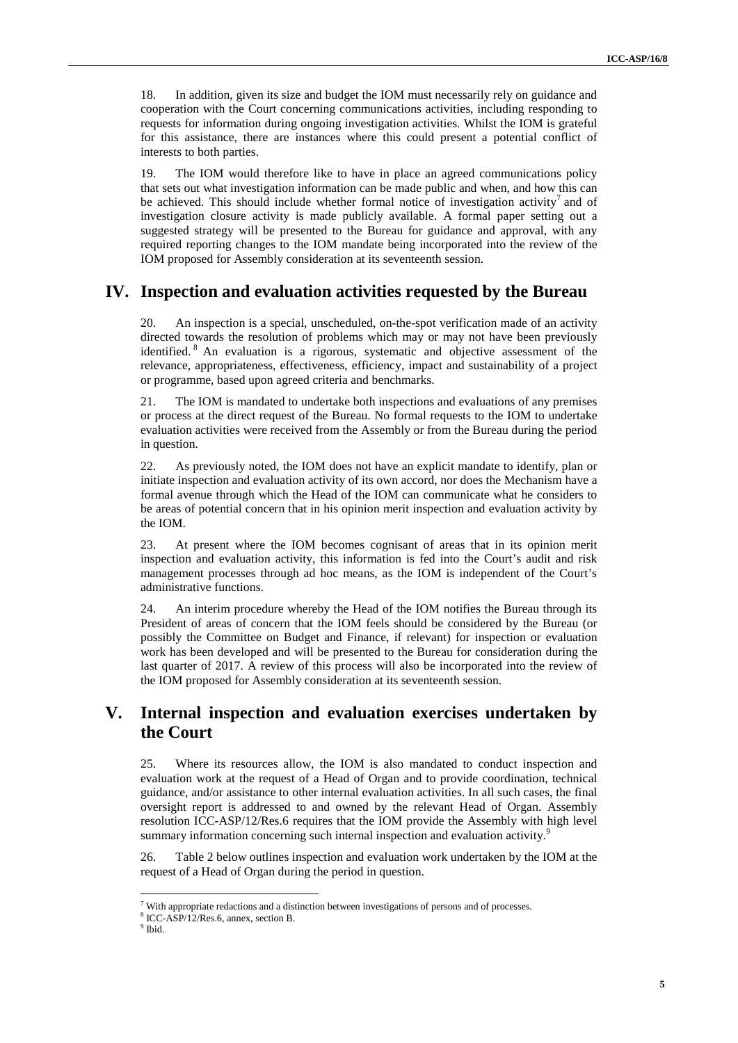18. In addition, given its size and budget the IOM must necessarily rely on guidance and cooperation with the Court concerning communications activities, including responding to requests for information during ongoing investigation activities. Whilst the IOM is grateful for this assistance, there are instances where this could present a potential conflict of interests to both parties.

19. The IOM would therefore like to have in place an agreed communications policy that sets out what investigation information can be made public and when, and how this can be achieved. This should include whether formal notice of investigation activity[7] and of investigation closure activity is made publicly available. A formal paper setting out a suggested strategy will be presented to the Bureau for guidance and approval, with any required reporting changes to the IOM mandate being incorporated into the review of the IOM proposed for Assembly consideration at its seventeenth session.

# IV. Inspection and evaluation activities requested by the Bureau

20. An inspection is a special, unscheduled, on-the-spot verification made of an activity directed towards the resolution of problems which may or may not have been previously identified.[8] An evaluation is a rigorous, systematic and objective assessment of the relevance, appropriateness, effectiveness, efficiency, impact and sustainability of a project or programme, based upon agreed criteria and benchmarks.

21. The IOM is mandated to undertake both inspections and evaluations of any premises or process at the direct request of the Bureau. No formal requests to the IOM to undertake evaluation activities were received from the Assembly or from the Bureau during the period in question.

22. As previously noted, the IOM does not have an explicit mandate to identify, plan or initiate inspection and evaluation activity of its own accord, nor does the Mechanism have a formal avenue through which the Head of the IOM can communicate what he considers to be areas of potential concern that in his opinion merit inspection and evaluation activity by the IOM.

23. At present where the IOM becomes cognisant of areas that in its opinion merit inspection and evaluation activity, this information is fed into the Court's audit and risk management processes through ad hoc means, as the IOM is independent of the Court's administrative functions.

24. An interim procedure whereby the Head of the IOM notifies the Bureau through its President of areas of concern that the IOM feels should be considered by the Bureau (or possibly the Committee on Budget and Finance, if relevant) for inspection or evaluation work has been developed and will be presented to the Bureau for consideration during the last quarter of 2017. A review of this process will also be incorporated into the review of the IOM proposed for Assembly consideration at its seventeenth session.

# V. Internal inspection and evaluation exercises undertaken by the Court

25. Where its resources allow, the IOM is also mandated to conduct inspection and evaluation work at the request of a Head of Organ and to provide coordination, technical guidance, and/or assistance to other internal evaluation activities. In all such cases, the final oversight report is addressed to and owned by the relevant Head of Organ. Assembly resolution ICC-ASP/12/Res.6 requires that the IOM provide the Assembly with high level summary information concerning such internal inspection and evaluation activity.[9]

26. Table 2 below outlines inspection and evaluation work undertaken by the IOM at the request of a Head of Organ during the period in question.

---

[7] With appropriate redactions and a distinction between investigations of persons and of processes.

[8] ICC-ASP/12/Res.6, annex, section B.

[9] Ibid.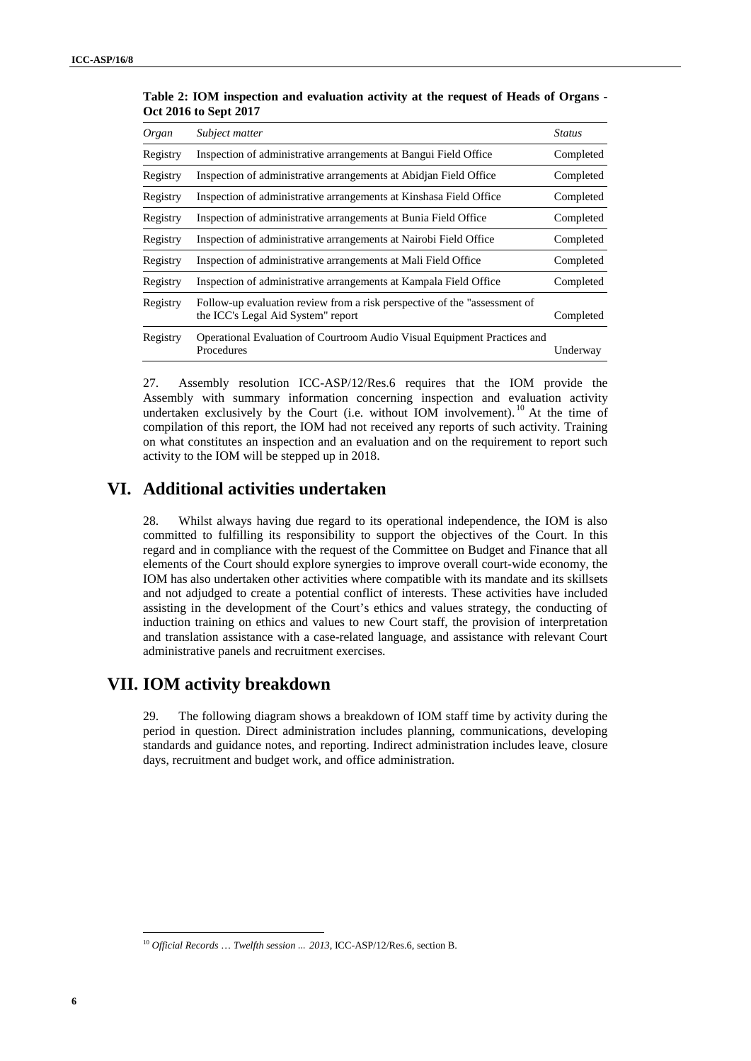**Table 2: IOM inspection and evaluation activity at the request of Heads of Organs - Oct 2016 to Sept 2017**

| *Organ* | *Subject matter* | *Status* |
| --- | --- | --- |
| Registry | Inspection of administrative arrangements at Bangui Field Office | Completed |
| Registry | Inspection of administrative arrangements at Abidjan Field Office | Completed |
| Registry | Inspection of administrative arrangements at Kinshasa Field Office | Completed |
| Registry | Inspection of administrative arrangements at Bunia Field Office | Completed |
| Registry | Inspection of administrative arrangements at Nairobi Field Office | Completed |
| Registry | Inspection of administrative arrangements at Mali Field Office | Completed |
| Registry | Inspection of administrative arrangements at Kampala Field Office | Completed |
| Registry | Follow-up evaluation review from a risk perspective of the "assessment of the ICC's Legal Aid System" report | Completed |
| Registry | Operational Evaluation of Courtroom Audio Visual Equipment Practices and Procedures | Underway |

27. Assembly resolution ICC-ASP/12/Res.6 requires that the IOM provide the Assembly with summary information concerning inspection and evaluation activity undertaken exclusively by the Court (i.e. without IOM involvement).[10] At the time of compilation of this report, the IOM had not received any reports of such activity. Training on what constitutes an inspection and an evaluation and on the requirement to report such activity to the IOM will be stepped up in 2018.

# VI. Additional activities undertaken

28. Whilst always having due regard to its operational independence, the IOM is also committed to fulfilling its responsibility to support the objectives of the Court. In this regard and in compliance with the request of the Committee on Budget and Finance that all elements of the Court should explore synergies to improve overall court-wide economy, the IOM has also undertaken other activities where compatible with its mandate and its skillsets and not adjudged to create a potential conflict of interests. These activities have included assisting in the development of the Court's ethics and values strategy, the conducting of induction training on ethics and values to new Court staff, the provision of interpretation and translation assistance with a case-related language, and assistance with relevant Court administrative panels and recruitment exercises.

# VII. IOM activity breakdown

29. The following diagram shows a breakdown of IOM staff time by activity during the period in question. Direct administration includes planning, communications, developing standards and guidance notes, and reporting. Indirect administration includes leave, closure days, recruitment and budget work, and office administration.

[10] *Official Records … Twelfth session ... 2013*, ICC-ASP/12/Res.6, section B.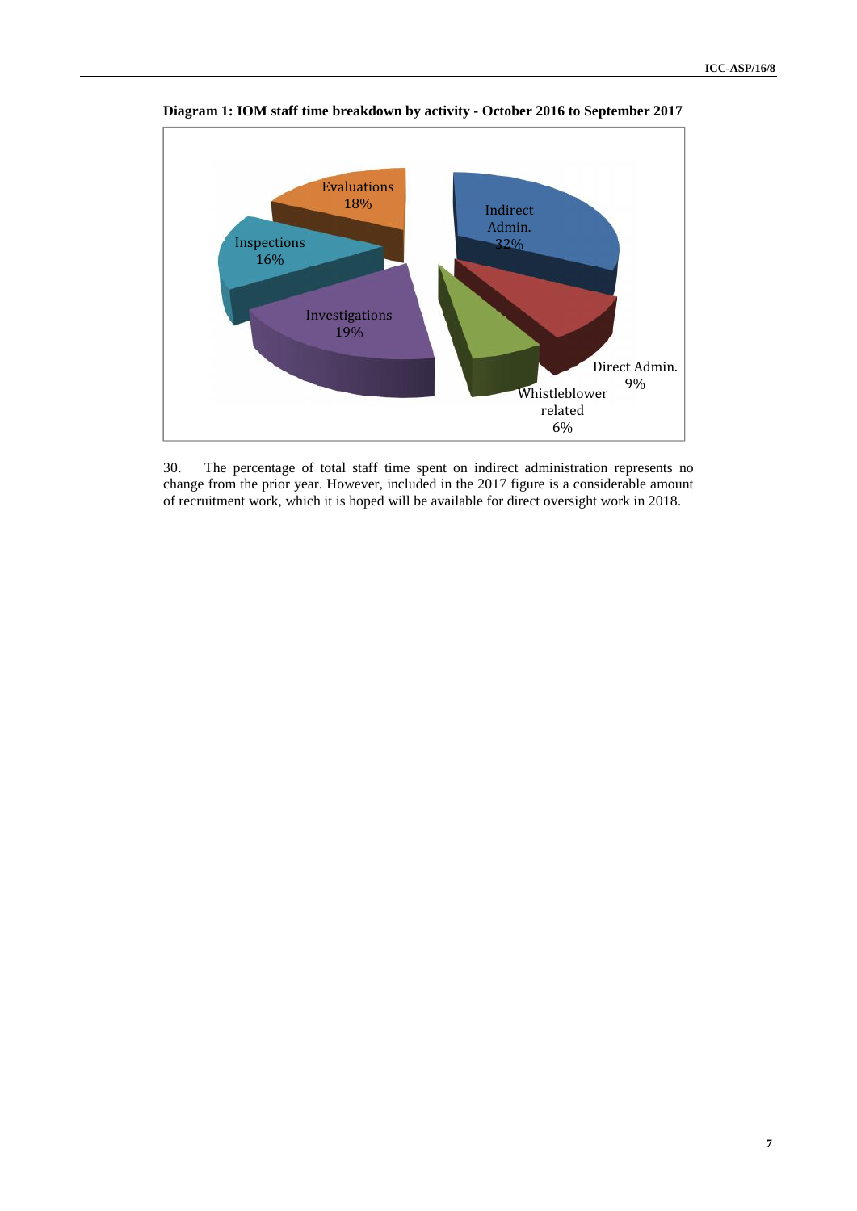**Diagram 1: IOM staff time breakdown by activity - October 2016 to September 2017**

| Activity | Percentage |
|---|---|
| Indirect Admin. | 32% |
| Direct Admin. | 9% |
| Whistleblower related | 6% |
| Investigations | 19% |
| Inspections | 16% |
| Evaluations | 18% |

30. The percentage of total staff time spent on indirect administration represents no change from the prior year. However, included in the 2017 figure is a considerable amount of recruitment work, which it is hoped will be available for direct oversight work in 2018.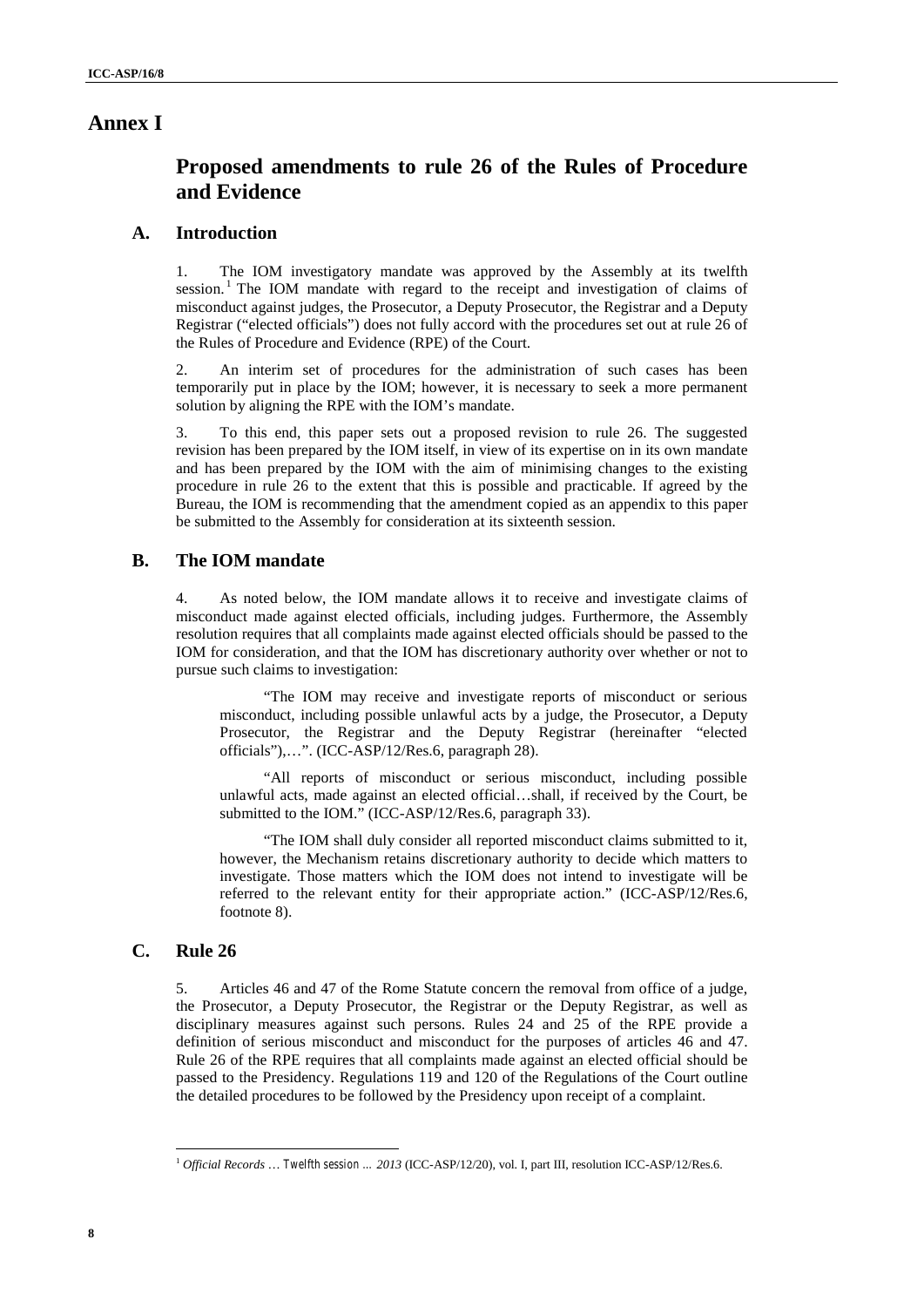# Annex I

## Proposed amendments to rule 26 of the Rules of Procedure and Evidence

### A. Introduction

1. The IOM investigatory mandate was approved by the Assembly at its twelfth session.[1] The IOM mandate with regard to the receipt and investigation of claims of misconduct against judges, the Prosecutor, a Deputy Prosecutor, the Registrar and a Deputy Registrar ("elected officials") does not fully accord with the procedures set out at rule 26 of the Rules of Procedure and Evidence (RPE) of the Court.

2. An interim set of procedures for the administration of such cases has been temporarily put in place by the IOM; however, it is necessary to seek a more permanent solution by aligning the RPE with the IOM's mandate.

3. To this end, this paper sets out a proposed revision to rule 26. The suggested revision has been prepared by the IOM itself, in view of its expertise on in its own mandate and has been prepared by the IOM with the aim of minimising changes to the existing procedure in rule 26 to the extent that this is possible and practicable. If agreed by the Bureau, the IOM is recommending that the amendment copied as an appendix to this paper be submitted to the Assembly for consideration at its sixteenth session.

### B. The IOM mandate

4. As noted below, the IOM mandate allows it to receive and investigate claims of misconduct made against elected officials, including judges. Furthermore, the Assembly resolution requires that all complaints made against elected officials should be passed to the IOM for consideration, and that the IOM has discretionary authority over whether or not to pursue such claims to investigation:

> "The IOM may receive and investigate reports of misconduct or serious misconduct, including possible unlawful acts by a judge, the Prosecutor, a Deputy Prosecutor, the Registrar and the Deputy Registrar (hereinafter "elected officials"),…". (ICC-ASP/12/Res.6, paragraph 28).
>
> "All reports of misconduct or serious misconduct, including possible unlawful acts, made against an elected official…shall, if received by the Court, be submitted to the IOM." (ICC-ASP/12/Res.6, paragraph 33).
>
> "The IOM shall duly consider all reported misconduct claims submitted to it, however, the Mechanism retains discretionary authority to decide which matters to investigate. Those matters which the IOM does not intend to investigate will be referred to the relevant entity for their appropriate action." (ICC-ASP/12/Res.6, footnote 8).

### C. Rule 26

5. Articles 46 and 47 of the Rome Statute concern the removal from office of a judge, the Prosecutor, a Deputy Prosecutor, the Registrar or the Deputy Registrar, as well as disciplinary measures against such persons. Rules 24 and 25 of the RPE provide a definition of serious misconduct and misconduct for the purposes of articles 46 and 47. Rule 26 of the RPE requires that all complaints made against an elected official should be passed to the Presidency. Regulations 119 and 120 of the Regulations of the Court outline the detailed procedures to be followed by the Presidency upon receipt of a complaint.

---

[1] *Official Records … Twelfth session … 2013* (ICC-ASP/12/20), vol. I, part III, resolution ICC-ASP/12/Res.6.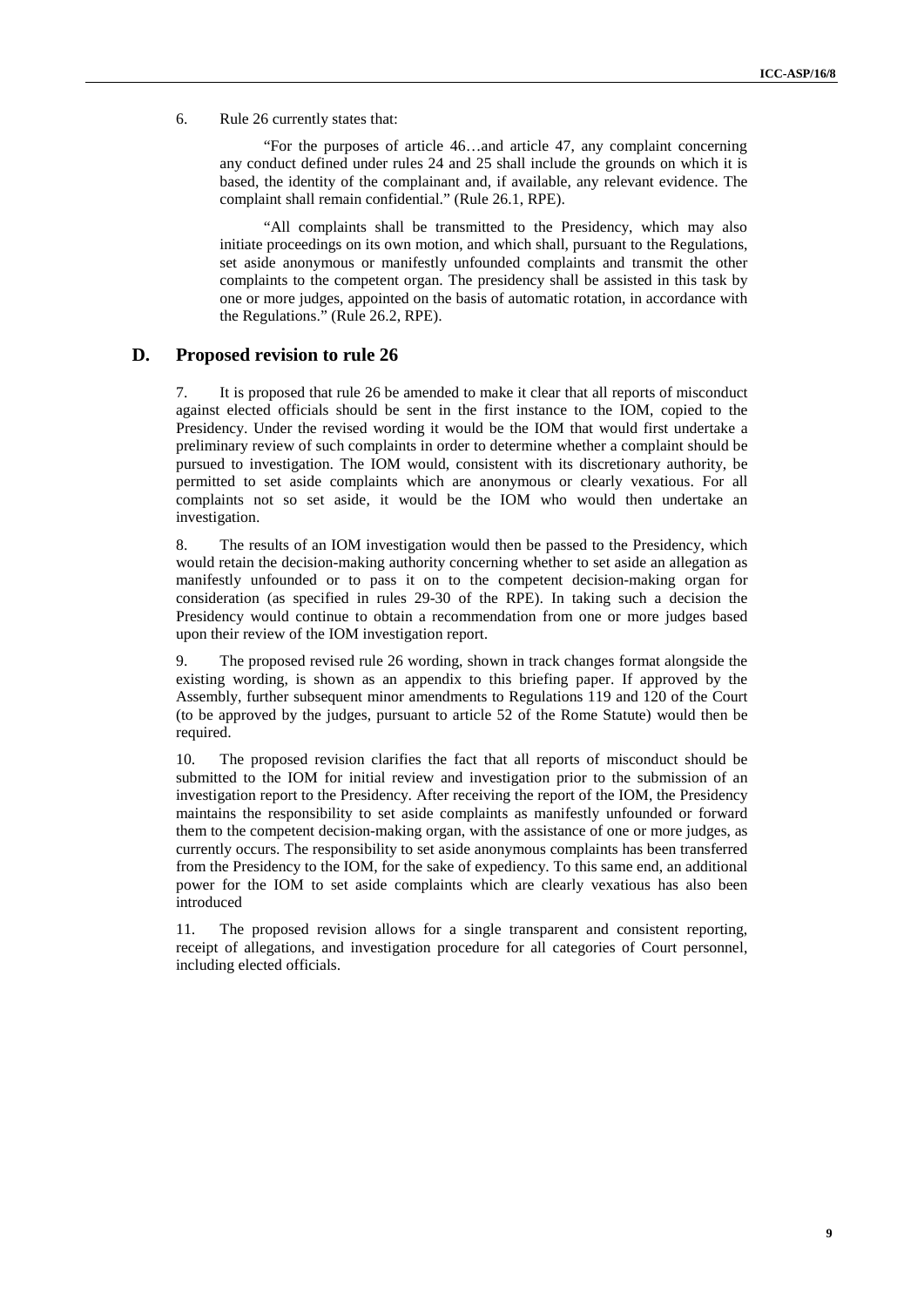6. Rule 26 currently states that:

> "For the purposes of article 46…and article 47, any complaint concerning any conduct defined under rules 24 and 25 shall include the grounds on which it is based, the identity of the complainant and, if available, any relevant evidence. The complaint shall remain confidential." (Rule 26.1, RPE).
>
> "All complaints shall be transmitted to the Presidency, which may also initiate proceedings on its own motion, and which shall, pursuant to the Regulations, set aside anonymous or manifestly unfounded complaints and transmit the other complaints to the competent organ. The presidency shall be assisted in this task by one or more judges, appointed on the basis of automatic rotation, in accordance with the Regulations." (Rule 26.2, RPE).

## D. Proposed revision to rule 26

7. It is proposed that rule 26 be amended to make it clear that all reports of misconduct against elected officials should be sent in the first instance to the IOM, copied to the Presidency. Under the revised wording it would be the IOM that would first undertake a preliminary review of such complaints in order to determine whether a complaint should be pursued to investigation. The IOM would, consistent with its discretionary authority, be permitted to set aside complaints which are anonymous or clearly vexatious. For all complaints not so set aside, it would be the IOM who would then undertake an investigation.

8. The results of an IOM investigation would then be passed to the Presidency, which would retain the decision-making authority concerning whether to set aside an allegation as manifestly unfounded or to pass it on to the competent decision-making organ for consideration (as specified in rules 29-30 of the RPE). In taking such a decision the Presidency would continue to obtain a recommendation from one or more judges based upon their review of the IOM investigation report.

9. The proposed revised rule 26 wording, shown in track changes format alongside the existing wording, is shown as an appendix to this briefing paper. If approved by the Assembly, further subsequent minor amendments to Regulations 119 and 120 of the Court (to be approved by the judges, pursuant to article 52 of the Rome Statute) would then be required.

10. The proposed revision clarifies the fact that all reports of misconduct should be submitted to the IOM for initial review and investigation prior to the submission of an investigation report to the Presidency. After receiving the report of the IOM, the Presidency maintains the responsibility to set aside complaints as manifestly unfounded or forward them to the competent decision-making organ, with the assistance of one or more judges, as currently occurs. The responsibility to set aside anonymous complaints has been transferred from the Presidency to the IOM, for the sake of expediency. To this same end, an additional power for the IOM to set aside complaints which are clearly vexatious has also been introduced

11. The proposed revision allows for a single transparent and consistent reporting, receipt of allegations, and investigation procedure for all categories of Court personnel, including elected officials.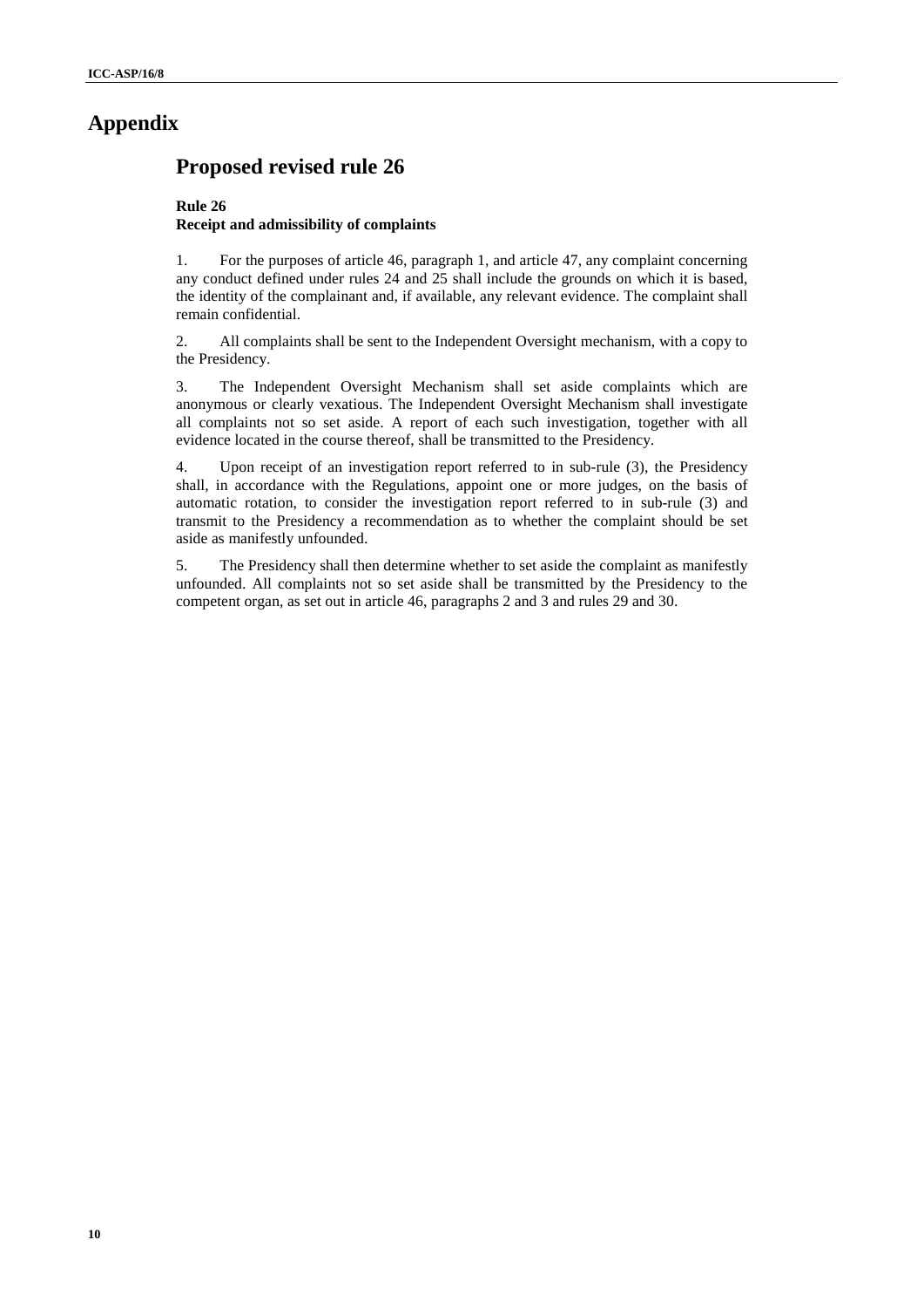# Appendix

## Proposed revised rule 26

**Rule 26**
**Receipt and admissibility of complaints**

1. For the purposes of article 46, paragraph 1, and article 47, any complaint concerning any conduct defined under rules 24 and 25 shall include the grounds on which it is based, the identity of the complainant and, if available, any relevant evidence. The complaint shall remain confidential.

2. All complaints shall be sent to the Independent Oversight mechanism, with a copy to the Presidency.

3. The Independent Oversight Mechanism shall set aside complaints which are anonymous or clearly vexatious. The Independent Oversight Mechanism shall investigate all complaints not so set aside. A report of each such investigation, together with all evidence located in the course thereof, shall be transmitted to the Presidency.

4. Upon receipt of an investigation report referred to in sub-rule (3), the Presidency shall, in accordance with the Regulations, appoint one or more judges, on the basis of automatic rotation, to consider the investigation report referred to in sub-rule (3) and transmit to the Presidency a recommendation as to whether the complaint should be set aside as manifestly unfounded.

5. The Presidency shall then determine whether to set aside the complaint as manifestly unfounded. All complaints not so set aside shall be transmitted by the Presidency to the competent organ, as set out in article 46, paragraphs 2 and 3 and rules 29 and 30.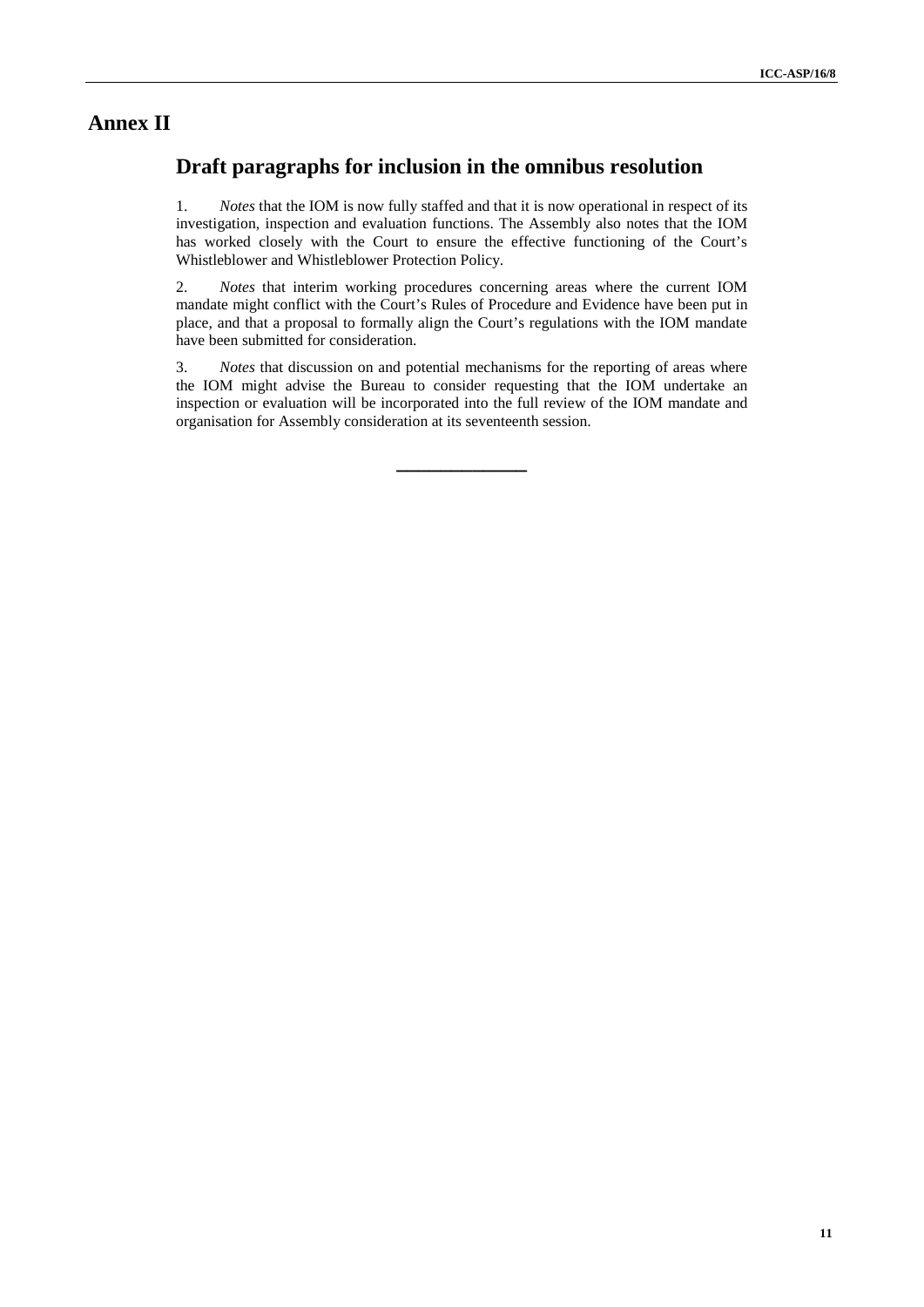# Annex II

## Draft paragraphs for inclusion in the omnibus resolution

1. *Notes* that the IOM is now fully staffed and that it is now operational in respect of its investigation, inspection and evaluation functions. The Assembly also notes that the IOM has worked closely with the Court to ensure the effective functioning of the Court's Whistleblower and Whistleblower Protection Policy.

2. *Notes* that interim working procedures concerning areas where the current IOM mandate might conflict with the Court's Rules of Procedure and Evidence have been put in place, and that a proposal to formally align the Court's regulations with the IOM mandate have been submitted for consideration.

3. *Notes* that discussion on and potential mechanisms for the reporting of areas where the IOM might advise the Bureau to consider requesting that the IOM undertake an inspection or evaluation will be incorporated into the full review of the IOM mandate and organisation for Assembly consideration at its seventeenth session.

____________